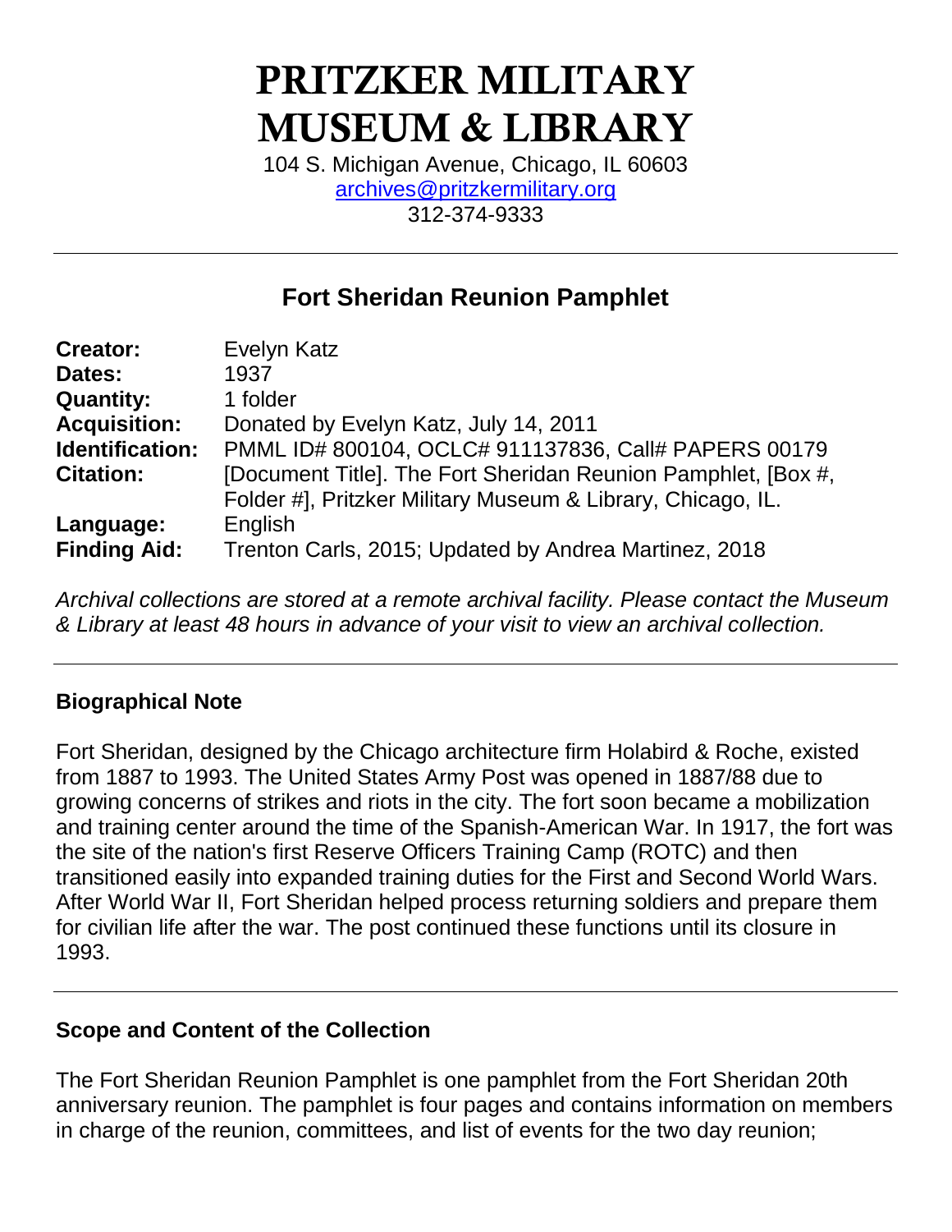# PRITZKER MILITARY MUSEUM & LIBRARY

104 S. Michigan Avenue, Chicago, IL 60603
archives@pritzkermilitary.org
312-374-9333

---

## Fort Sheridan Reunion Pamphlet

| | |
|---|---|
| **Creator:** | Evelyn Katz |
| **Dates:** | 1937 |
| **Quantity:** | 1 folder |
| **Acquisition:** | Donated by Evelyn Katz, July 14, 2011 |
| **Identification:** | PMML ID# 800104, OCLC# 911137836, Call# PAPERS 00179 |
| **Citation:** | [Document Title]. The Fort Sheridan Reunion Pamphlet, [Box #, Folder #], Pritzker Military Museum & Library, Chicago, IL. |
| **Language:** | English |
| **Finding Aid:** | Trenton Carls, 2015; Updated by Andrea Martinez, 2018 |

*Archival collections are stored at a remote archival facility. Please contact the Museum & Library at least 48 hours in advance of your visit to view an archival collection.*

---

### Biographical Note

Fort Sheridan, designed by the Chicago architecture firm Holabird & Roche, existed from 1887 to 1993. The United States Army Post was opened in 1887/88 due to growing concerns of strikes and riots in the city. The fort soon became a mobilization and training center around the time of the Spanish-American War. In 1917, the fort was the site of the nation's first Reserve Officers Training Camp (ROTC) and then transitioned easily into expanded training duties for the First and Second World Wars. After World War II, Fort Sheridan helped process returning soldiers and prepare them for civilian life after the war. The post continued these functions until its closure in 1993.

---

### Scope and Content of the Collection

The Fort Sheridan Reunion Pamphlet is one pamphlet from the Fort Sheridan 20th anniversary reunion. The pamphlet is four pages and contains information on members in charge of the reunion, committees, and list of events for the two day reunion;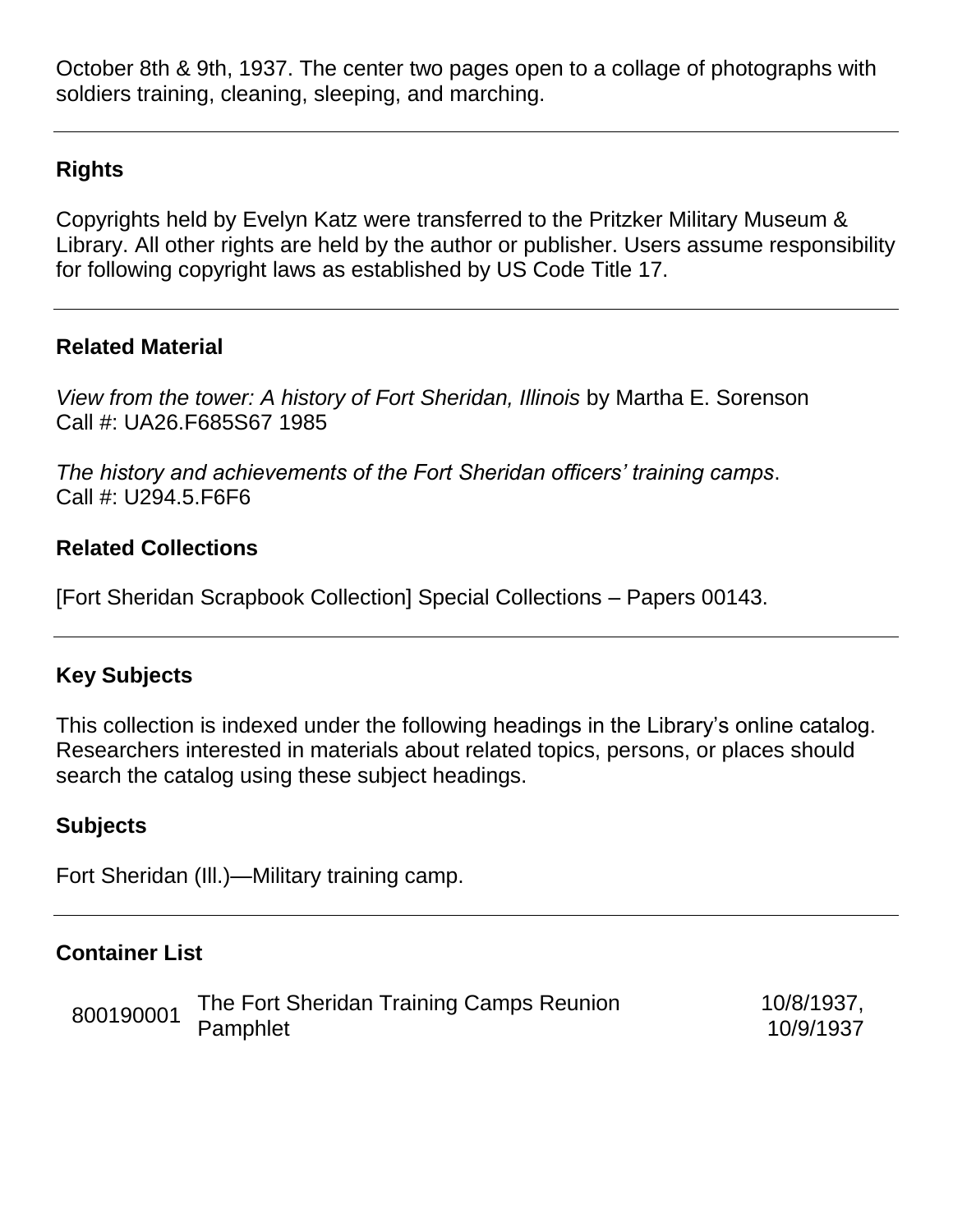October 8th & 9th, 1937. The center two pages open to a collage of photographs with soldiers training, cleaning, sleeping, and marching.

---

### Rights

Copyrights held by Evelyn Katz were transferred to the Pritzker Military Museum & Library. All other rights are held by the author or publisher. Users assume responsibility for following copyright laws as established by US Code Title 17.

---

### Related Material

*View from the tower: A history of Fort Sheridan, Illinois* by Martha E. Sorenson
Call #: UA26.F685S67 1985

*The history and achievements of the Fort Sheridan officers' training camps*.
Call #: U294.5.F6F6

### Related Collections

[Fort Sheridan Scrapbook Collection] Special Collections – Papers 00143.

---

### Key Subjects

This collection is indexed under the following headings in the Library's online catalog. Researchers interested in materials about related topics, persons, or places should search the catalog using these subject headings.

### Subjects

Fort Sheridan (Ill.)—Military training camp.

---

### Container List

| | | |
|---|---|---|
| 800190001 | The Fort Sheridan Training Camps Reunion Pamphlet | 10/8/1937, 10/9/1937 |